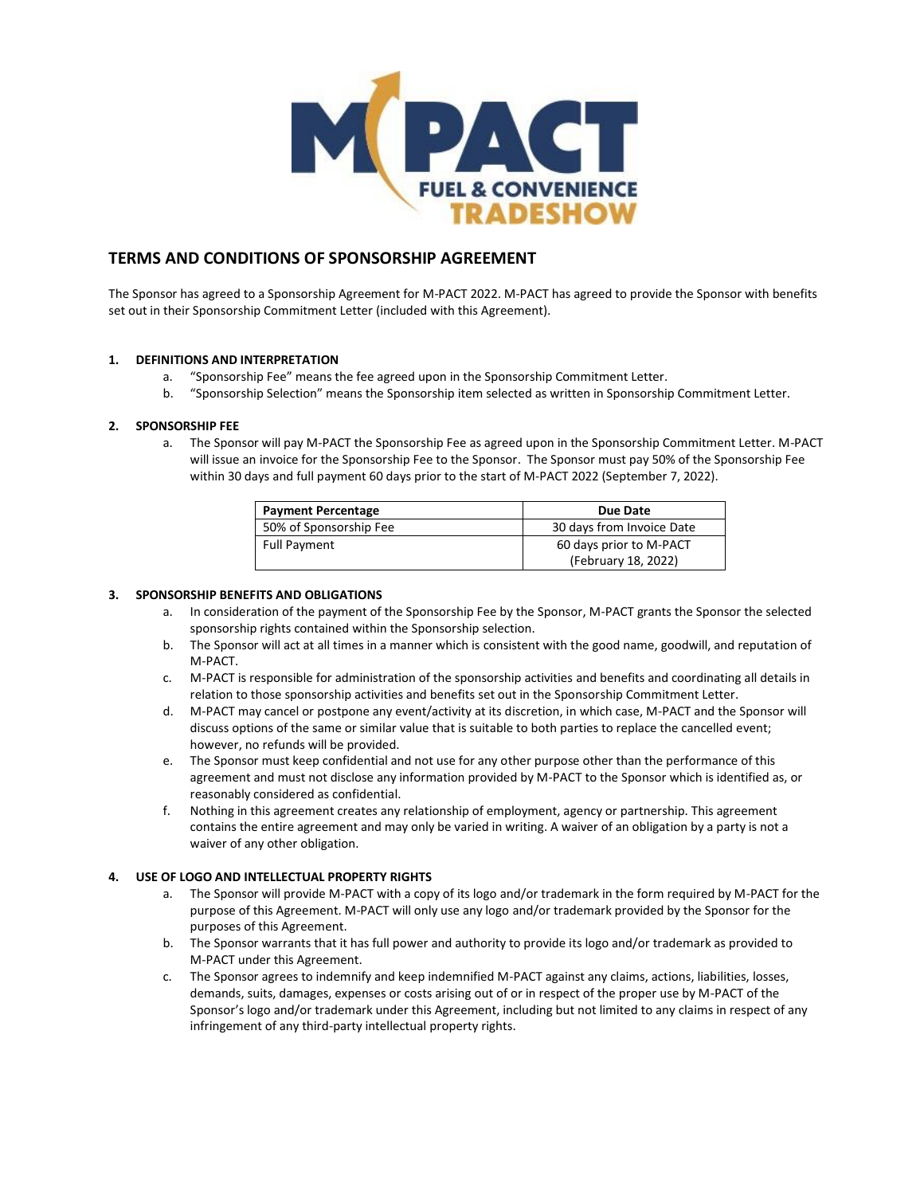# TERMS AND CONDITIONS OF SPONSORSHIP AGREEMENT

The Sponsor has agreed to a Sponsorship Agreement for M-PACT 2022. M-PACT has agreed to provide the Sponsor with benefits set out in their Sponsorship Commitment Letter (included with this Agreement).

## 1. DEFINITIONS AND INTERPRETATION

a. "Sponsorship Fee" means the fee agreed upon in the Sponsorship Commitment Letter.

b. "Sponsorship Selection" means the Sponsorship item selected as written in Sponsorship Commitment Letter.

## 2. SPONSORSHIP FEE

a. The Sponsor will pay M-PACT the Sponsorship Fee as agreed upon in the Sponsorship Commitment Letter. M-PACT will issue an invoice for the Sponsorship Fee to the Sponsor. The Sponsor must pay 50% of the Sponsorship Fee within 30 days and full payment 60 days prior to the start of M-PACT 2022 (September 7, 2022).

| Payment Percentage | Due Date |
|---|---|
| 50% of Sponsorship Fee | 30 days from Invoice Date |
| Full Payment | 60 days prior to M-PACT (February 18, 2022) |

## 3. SPONSORSHIP BENEFITS AND OBLIGATIONS

a. In consideration of the payment of the Sponsorship Fee by the Sponsor, M-PACT grants the Sponsor the selected sponsorship rights contained within the Sponsorship selection.

b. The Sponsor will act at all times in a manner which is consistent with the good name, goodwill, and reputation of M-PACT.

c. M-PACT is responsible for administration of the sponsorship activities and benefits and coordinating all details in relation to those sponsorship activities and benefits set out in the Sponsorship Commitment Letter.

d. M-PACT may cancel or postpone any event/activity at its discretion, in which case, M-PACT and the Sponsor will discuss options of the same or similar value that is suitable to both parties to replace the cancelled event; however, no refunds will be provided.

e. The Sponsor must keep confidential and not use for any other purpose other than the performance of this agreement and must not disclose any information provided by M-PACT to the Sponsor which is identified as, or reasonably considered as confidential.

f. Nothing in this agreement creates any relationship of employment, agency or partnership. This agreement contains the entire agreement and may only be varied in writing. A waiver of an obligation by a party is not a waiver of any other obligation.

## 4. USE OF LOGO AND INTELLECTUAL PROPERTY RIGHTS

a. The Sponsor will provide M-PACT with a copy of its logo and/or trademark in the form required by M-PACT for the purpose of this Agreement. M-PACT will only use any logo and/or trademark provided by the Sponsor for the purposes of this Agreement.

b. The Sponsor warrants that it has full power and authority to provide its logo and/or trademark as provided to M-PACT under this Agreement.

c. The Sponsor agrees to indemnify and keep indemnified M-PACT against any claims, actions, liabilities, losses, demands, suits, damages, expenses or costs arising out of or in respect of the proper use by M-PACT of the Sponsor's logo and/or trademark under this Agreement, including but not limited to any claims in respect of any infringement of any third-party intellectual property rights.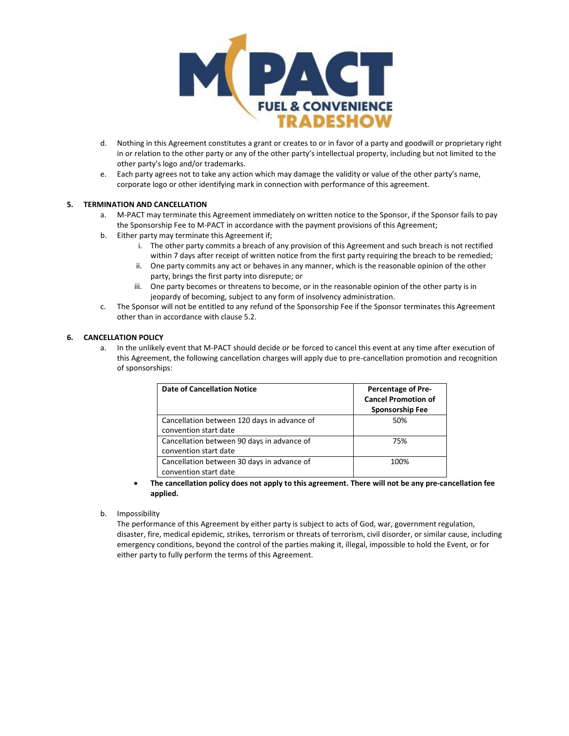d. Nothing in this Agreement constitutes a grant or creates to or in favor of a party and goodwill or proprietary right in or relation to the other party or any of the other party's intellectual property, including but not limited to the other party's logo and/or trademarks.

e. Each party agrees not to take any action which may damage the validity or value of the other party's name, corporate logo or other identifying mark in connection with performance of this agreement.

**5. TERMINATION AND CANCELLATION**

a. M-PACT may terminate this Agreement immediately on written notice to the Sponsor, if the Sponsor fails to pay the Sponsorship Fee to M-PACT in accordance with the payment provisions of this Agreement;

b. Either party may terminate this Agreement if;
   - i. The other party commits a breach of any provision of this Agreement and such breach is not rectified within 7 days after receipt of written notice from the first party requiring the breach to be remedied;
   - ii. One party commits any act or behaves in any manner, which is the reasonable opinion of the other party, brings the first party into disrepute; or
   - iii. One party becomes or threatens to become, or in the reasonable opinion of the other party is in jeopardy of becoming, subject to any form of insolvency administration.

c. The Sponsor will not be entitled to any refund of the Sponsorship Fee if the Sponsor terminates this Agreement other than in accordance with clause 5.2.

**6. CANCELLATION POLICY**

a. In the unlikely event that M-PACT should decide or be forced to cancel this event at any time after execution of this Agreement, the following cancellation charges will apply due to pre-cancellation promotion and recognition of sponsorships:

| Date of Cancellation Notice | Percentage of Pre-Cancel Promotion of Sponsorship Fee |
|---|---|
| Cancellation between 120 days in advance of convention start date | 50% |
| Cancellation between 90 days in advance of convention start date | 75% |
| Cancellation between 30 days in advance of convention start date | 100% |

- **The cancellation policy does not apply to this agreement. There will not be any pre-cancellation fee applied.**

b. Impossibility

The performance of this Agreement by either party is subject to acts of God, war, government regulation, disaster, fire, medical epidemic, strikes, terrorism or threats of terrorism, civil disorder, or similar cause, including emergency conditions, beyond the control of the parties making it, illegal, impossible to hold the Event, or for either party to fully perform the terms of this Agreement.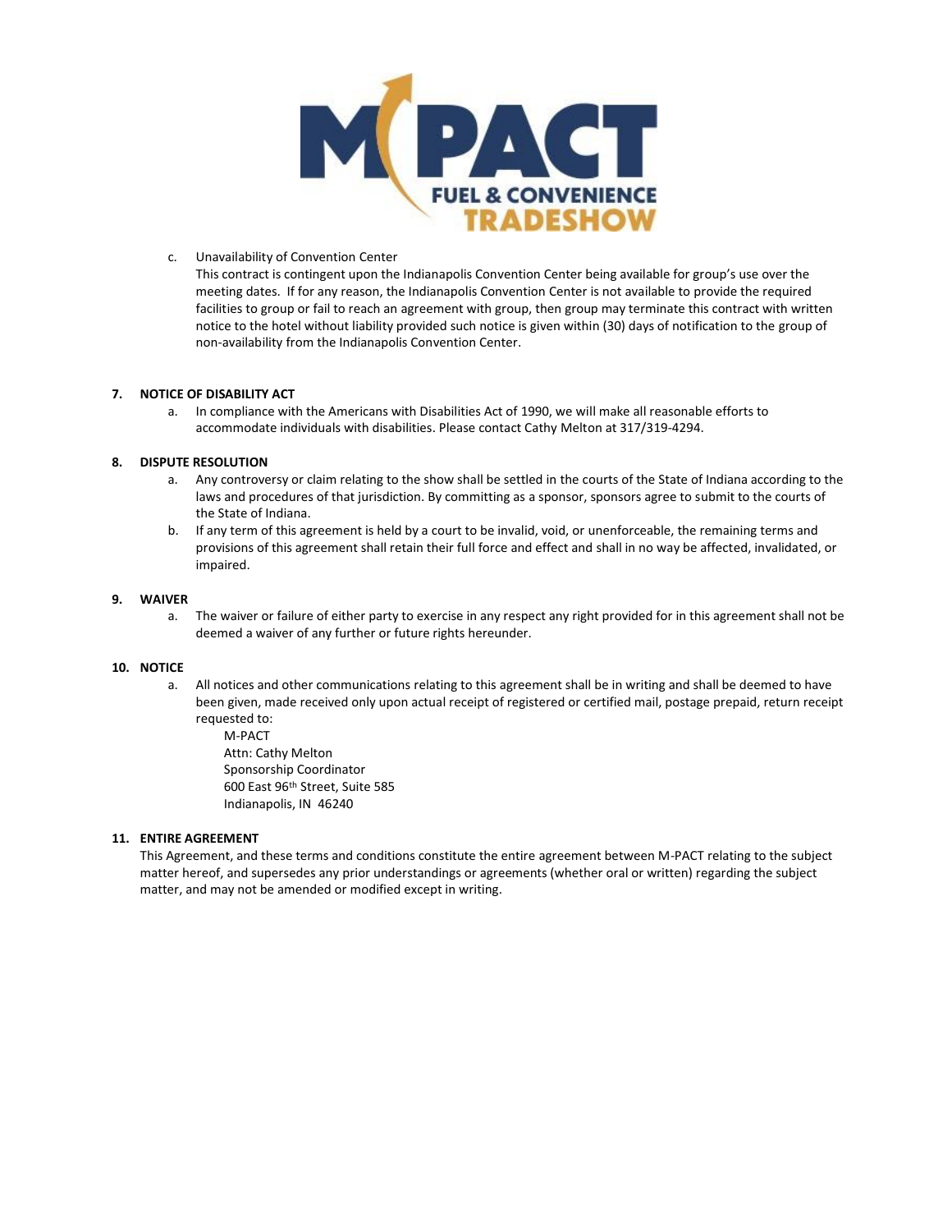c. Unavailability of Convention Center

This contract is contingent upon the Indianapolis Convention Center being available for group's use over the meeting dates. If for any reason, the Indianapolis Convention Center is not available to provide the required facilities to group or fail to reach an agreement with group, then group may terminate this contract with written notice to the hotel without liability provided such notice is given within (30) days of notification to the group of non-availability from the Indianapolis Convention Center.

**7. NOTICE OF DISABILITY ACT**

a. In compliance with the Americans with Disabilities Act of 1990, we will make all reasonable efforts to accommodate individuals with disabilities. Please contact Cathy Melton at 317/319-4294.

**8. DISPUTE RESOLUTION**

a. Any controversy or claim relating to the show shall be settled in the courts of the State of Indiana according to the laws and procedures of that jurisdiction. By committing as a sponsor, sponsors agree to submit to the courts of the State of Indiana.

b. If any term of this agreement is held by a court to be invalid, void, or unenforceable, the remaining terms and provisions of this agreement shall retain their full force and effect and shall in no way be affected, invalidated, or impaired.

**9. WAIVER**

a. The waiver or failure of either party to exercise in any respect any right provided for in this agreement shall not be deemed a waiver of any further or future rights hereunder.

**10. NOTICE**

a. All notices and other communications relating to this agreement shall be in writing and shall be deemed to have been given, made received only upon actual receipt of registered or certified mail, postage prepaid, return receipt requested to:

M-PACT
Attn: Cathy Melton
Sponsorship Coordinator
600 East 96th Street, Suite 585
Indianapolis, IN 46240

**11. ENTIRE AGREEMENT**

This Agreement, and these terms and conditions constitute the entire agreement between M-PACT relating to the subject matter hereof, and supersedes any prior understandings or agreements (whether oral or written) regarding the subject matter, and may not be amended or modified except in writing.